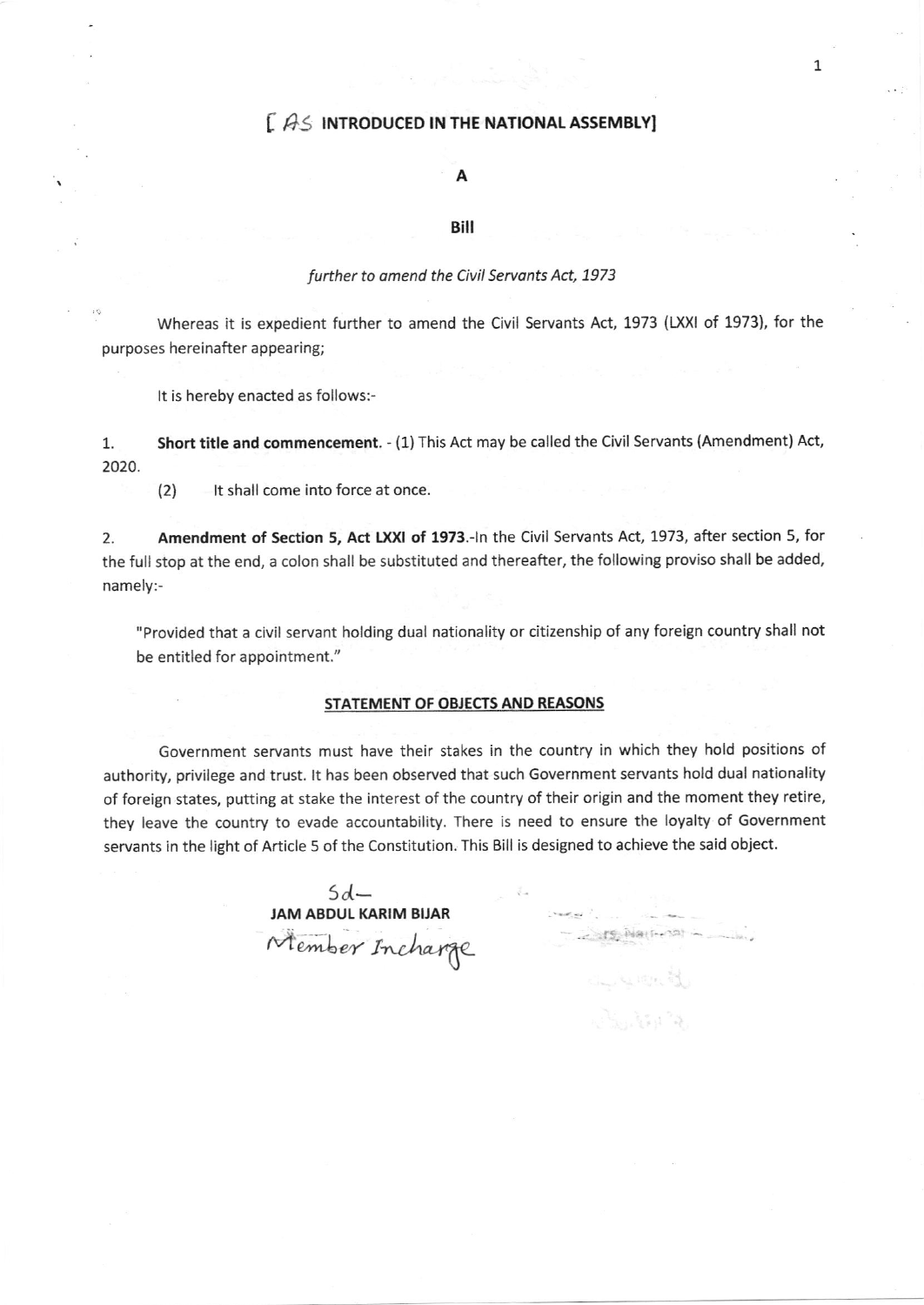[ AS INTRODUCED IN THE NATIONAL ASSEMBLY]

# A

# Bill

*further to amend the Civil Servants Act, 1973*

Whereas it is expedient further to amend the Civil Servants Act, 1973 (LXXI of 1973), for the purposes hereinafter appearing;

It is hereby enacted as follows:-

1. **Short title and commencement**. - (1) This Act may be called the Civil Servants (Amendment) Act, 2020.

   (2) It shall come into force at once.

2. **Amendment of Section 5, Act LXXI of 1973**.-In the Civil Servants Act, 1973, after section 5, for the full stop at the end, a colon shall be substituted and thereafter, the following proviso shall be added, namely:-

   "Provided that a civil servant holding dual nationality or citizenship of any foreign country shall not be entitled for appointment."

## STATEMENT OF OBJECTS AND REASONS

Government servants must have their stakes in the country in which they hold positions of authority, privilege and trust. It has been observed that such Government servants hold dual nationality of foreign states, putting at stake the interest of the country of their origin and the moment they retire, they leave the country to evade accountability. There is need to ensure the loyalty of Government servants in the light of Article 5 of the Constitution. This Bill is designed to achieve the said object.

Sd-
**JAM ABDUL KARIM BIJAR**
Member Incharge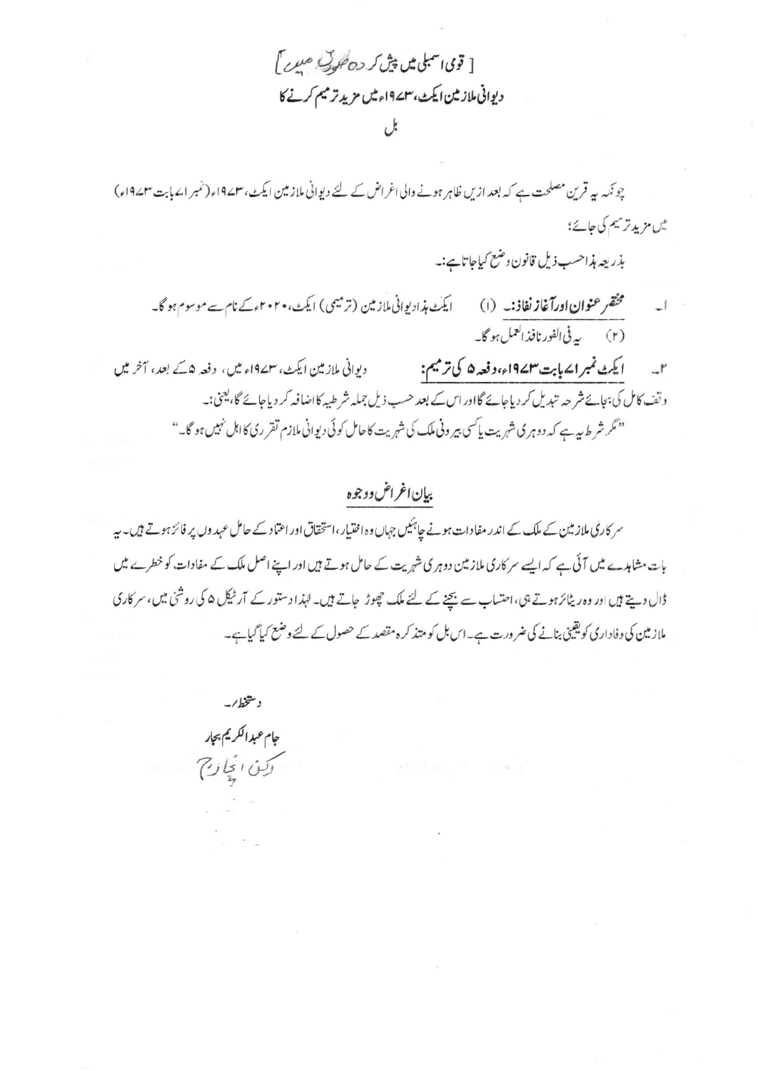[ قومی اسمبلی میں پیش کردہ صورت میں ]

**دیوانی ملازمین ایکٹ، ۱۹۷۳ء میں مزید ترمیم کرنے کا**

**بل**

چونکہ یہ قرین مصلحت ہے کہ بعد ازیں ظاہر ہونے والی اغراض کے لئے دیوانی ملازمین ایکٹ، ۱۹۷۳ء (نمبر ۷۱ بابت ۱۹۷۳ء) میں مزید ترمیم کی جائے؛

بذریعہ ہذا حسب ذیل قانون وضع کیا جاتا ہے:۔

۱۔ **مختصر عنوان اور آغاز نفاذ:۔** (۱) ایکٹ ہذا دیوانی ملازمین (ترمیمی) ایکٹ، ۲۰۲۰ء کے نام سے موسوم ہوگا۔

(۲) یہ فی الفور نافذ العمل ہوگا۔

۲۔ **ایکٹ نمبر ۷۱ بابت ۱۹۷۳ء، دفعہ ۵ کی ترمیم:** دیوانی ملازمین ایکٹ، ۱۹۷۳ء میں، دفعہ ۵ کے بعد، آخر میں وقف کامل کی بجائے شرحہ تبدیل کر دیا جائے گا اور اس کے بعد حسب ذیل جملہ شرطیہ کا اضافہ کر دیا جائے گا، یعنی:۔

"مگر شرط یہ ہے کہ دوہری شہریت یا کسی بیرونی ملک کی شہریت کا حامل کوئی دیوانی ملازم تقرری کا اہل نہیں ہوگا۔"

## بیان اغراض ووجوہ

سرکاری ملازمین کے ملک کے اندر مفادات ہونے چاہئیں جہاں وہ اختیار، استحقاق اور اعتماد کے حامل عہدوں پر فائز ہوتے ہیں۔ یہ بات مشاہدے میں آئی ہے کہ ایسے سرکاری ملازمین دوہری شہریت کے حامل ہوتے ہیں اور اپنے اصل ملک کے مفادات کو خطرے میں ڈال دیتے ہیں اور وہ ریٹائر ہوتے ہی، احتساب سے بچنے کے لئے ملک چھوڑ جاتے ہیں۔ لہٰذا دستور کے آرٹیکل ۵ کی روشنی میں، سرکاری ملازمین کی وفاداری کو یقینی بنانے کی ضرورت ہے۔ اس بل کو متذکرہ مقصد کے حصول کے لئے وضع کیا گیا ہے۔

دستخط/۔

جام عبدالکریم بجار

رکن انچارج